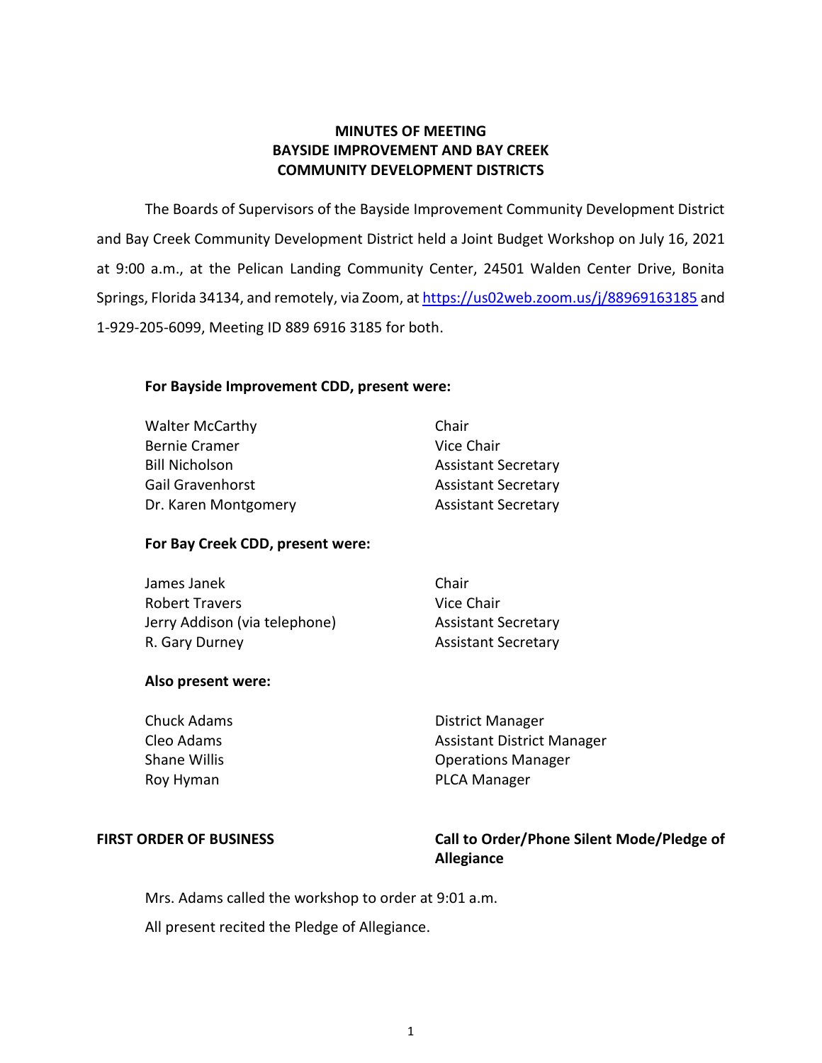**MINUTES OF MEETING**
**BAYSIDE IMPROVEMENT AND BAY CREEK**
**COMMUNITY DEVELOPMENT DISTRICTS**

The Boards of Supervisors of the Bayside Improvement Community Development District and Bay Creek Community Development District held a Joint Budget Workshop on July 16, 2021 at 9:00 a.m., at the Pelican Landing Community Center, 24501 Walden Center Drive, Bonita Springs, Florida 34134, and remotely, via Zoom, at https://us02web.zoom.us/j/88969163185 and 1-929-205-6099, Meeting ID 889 6916 3185 for both.

**For Bayside Improvement CDD, present were:**

| | |
|---|---|
| Walter McCarthy | Chair |
| Bernie Cramer | Vice Chair |
| Bill Nicholson | Assistant Secretary |
| Gail Gravenhorst | Assistant Secretary |
| Dr. Karen Montgomery | Assistant Secretary |

**For Bay Creek CDD, present were:**

| | |
|---|---|
| James Janek | Chair |
| Robert Travers | Vice Chair |
| Jerry Addison (via telephone) | Assistant Secretary |
| R. Gary Durney | Assistant Secretary |

**Also present were:**

| | |
|---|---|
| Chuck Adams | District Manager |
| Cleo Adams | Assistant District Manager |
| Shane Willis | Operations Manager |
| Roy Hyman | PLCA Manager |

**FIRST ORDER OF BUSINESS** — **Call to Order/Phone Silent Mode/Pledge of Allegiance**

Mrs. Adams called the workshop to order at 9:01 a.m.

All present recited the Pledge of Allegiance.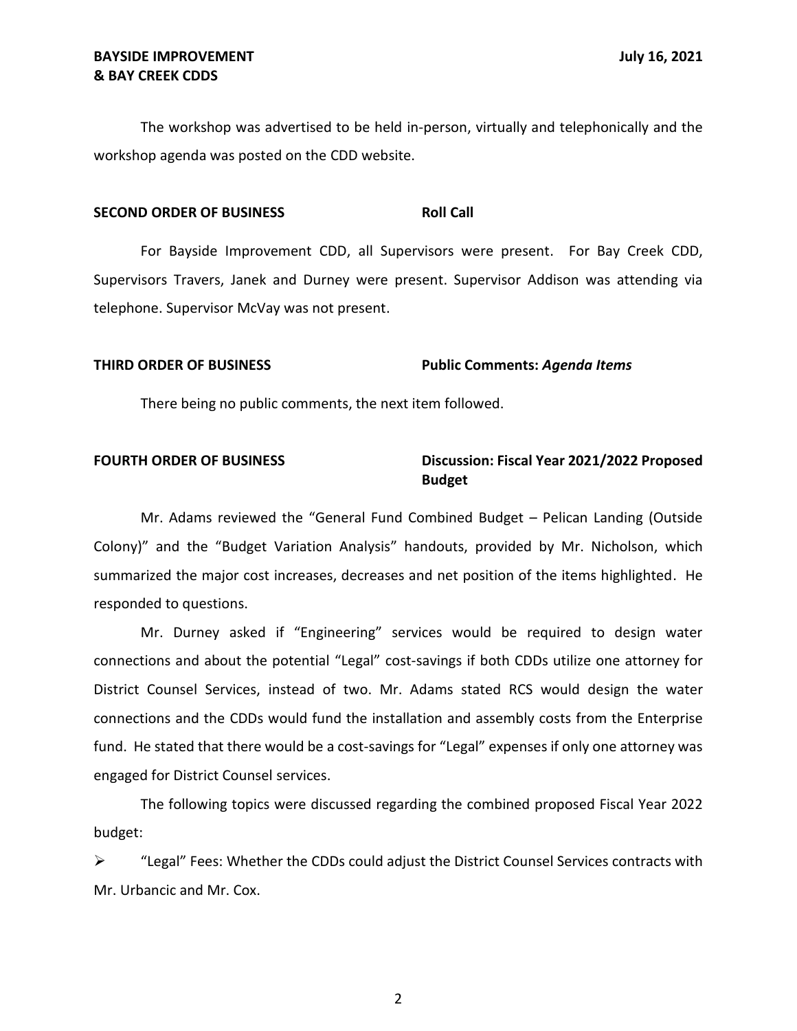The workshop was advertised to be held in-person, virtually and telephonically and the workshop agenda was posted on the CDD website.

**SECOND ORDER OF BUSINESS** **Roll Call**

For Bayside Improvement CDD, all Supervisors were present. For Bay Creek CDD, Supervisors Travers, Janek and Durney were present. Supervisor Addison was attending via telephone. Supervisor McVay was not present.

**THIRD ORDER OF BUSINESS** **Public Comments: *Agenda Items***

There being no public comments, the next item followed.

**FOURTH ORDER OF BUSINESS** **Discussion: Fiscal Year 2021/2022 Proposed Budget**

Mr. Adams reviewed the "General Fund Combined Budget – Pelican Landing (Outside Colony)" and the "Budget Variation Analysis" handouts, provided by Mr. Nicholson, which summarized the major cost increases, decreases and net position of the items highlighted. He responded to questions.

Mr. Durney asked if "Engineering" services would be required to design water connections and about the potential "Legal" cost-savings if both CDDs utilize one attorney for District Counsel Services, instead of two. Mr. Adams stated RCS would design the water connections and the CDDs would fund the installation and assembly costs from the Enterprise fund. He stated that there would be a cost-savings for "Legal" expenses if only one attorney was engaged for District Counsel services.

The following topics were discussed regarding the combined proposed Fiscal Year 2022 budget:

- "Legal" Fees: Whether the CDDs could adjust the District Counsel Services contracts with Mr. Urbancic and Mr. Cox.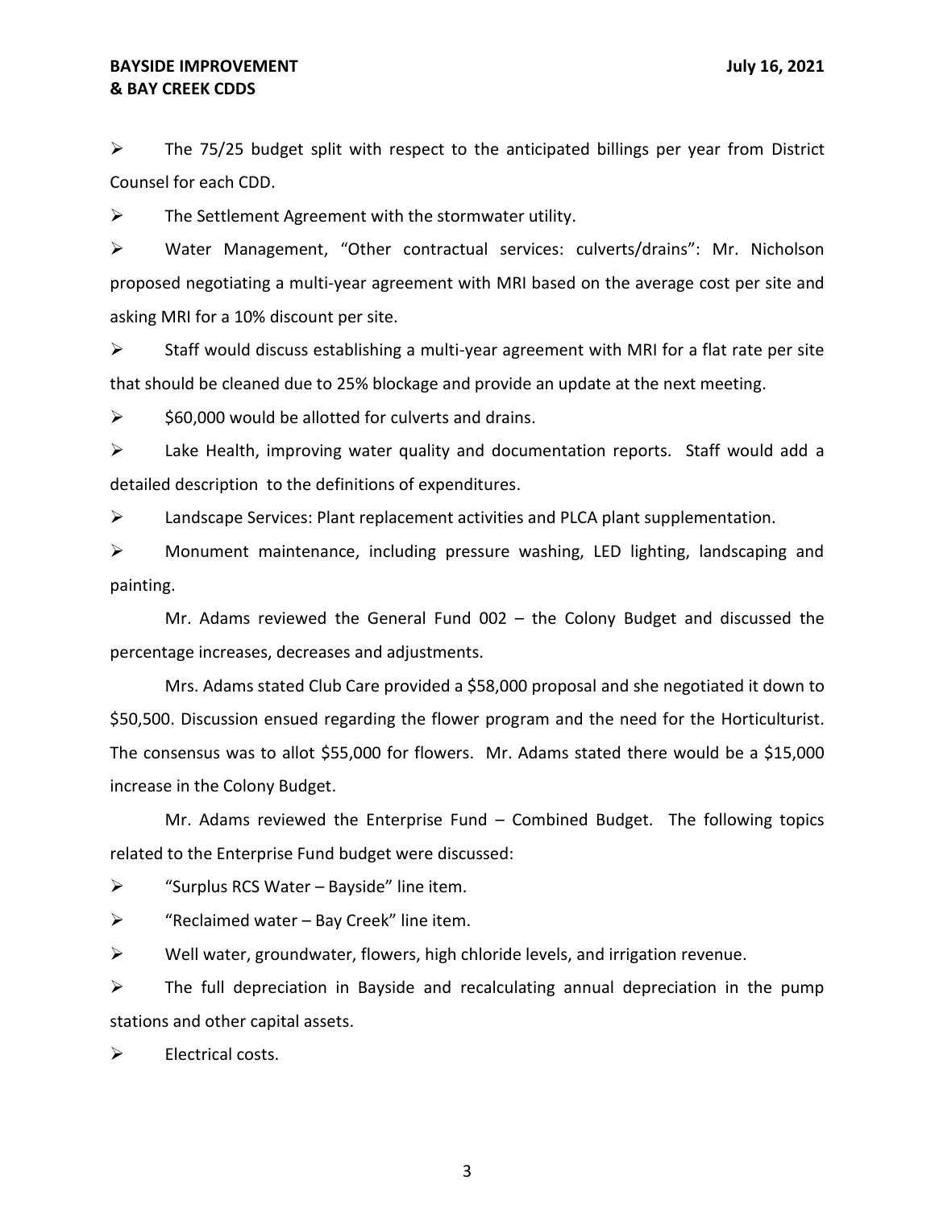- The 75/25 budget split with respect to the anticipated billings per year from District Counsel for each CDD.
- The Settlement Agreement with the stormwater utility.
- Water Management, "Other contractual services: culverts/drains": Mr. Nicholson proposed negotiating a multi-year agreement with MRI based on the average cost per site and asking MRI for a 10% discount per site.
- Staff would discuss establishing a multi-year agreement with MRI for a flat rate per site that should be cleaned due to 25% blockage and provide an update at the next meeting.
- \$60,000 would be allotted for culverts and drains.
- Lake Health, improving water quality and documentation reports. Staff would add a detailed description to the definitions of expenditures.
- Landscape Services: Plant replacement activities and PLCA plant supplementation.
- Monument maintenance, including pressure washing, LED lighting, landscaping and painting.

Mr. Adams reviewed the General Fund 002 – the Colony Budget and discussed the percentage increases, decreases and adjustments.

Mrs. Adams stated Club Care provided a \$58,000 proposal and she negotiated it down to \$50,500. Discussion ensued regarding the flower program and the need for the Horticulturist. The consensus was to allot \$55,000 for flowers. Mr. Adams stated there would be a \$15,000 increase in the Colony Budget.

Mr. Adams reviewed the Enterprise Fund – Combined Budget. The following topics related to the Enterprise Fund budget were discussed:

- "Surplus RCS Water – Bayside" line item.
- "Reclaimed water – Bay Creek" line item.
- Well water, groundwater, flowers, high chloride levels, and irrigation revenue.
- The full depreciation in Bayside and recalculating annual depreciation in the pump stations and other capital assets.
- Electrical costs.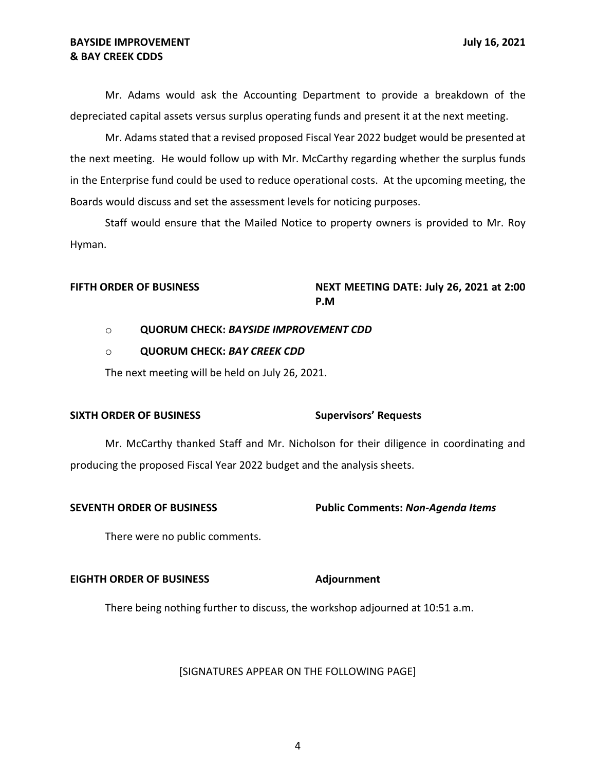Mr. Adams would ask the Accounting Department to provide a breakdown of the depreciated capital assets versus surplus operating funds and present it at the next meeting.

Mr. Adams stated that a revised proposed Fiscal Year 2022 budget would be presented at the next meeting. He would follow up with Mr. McCarthy regarding whether the surplus funds in the Enterprise fund could be used to reduce operational costs. At the upcoming meeting, the Boards would discuss and set the assessment levels for noticing purposes.

Staff would ensure that the Mailed Notice to property owners is provided to Mr. Roy Hyman.

**FIFTH ORDER OF BUSINESS** **NEXT MEETING DATE: July 26, 2021 at 2:00 P.M**

- **QUORUM CHECK:** ***BAYSIDE IMPROVEMENT CDD***
- **QUORUM CHECK:** ***BAY CREEK CDD***

The next meeting will be held on July 26, 2021.

**SIXTH ORDER OF BUSINESS** **Supervisors' Requests**

Mr. McCarthy thanked Staff and Mr. Nicholson for their diligence in coordinating and producing the proposed Fiscal Year 2022 budget and the analysis sheets.

**SEVENTH ORDER OF BUSINESS** **Public Comments:** ***Non-Agenda Items***

There were no public comments.

**EIGHTH ORDER OF BUSINESS** **Adjournment**

There being nothing further to discuss, the workshop adjourned at 10:51 a.m.

[SIGNATURES APPEAR ON THE FOLLOWING PAGE]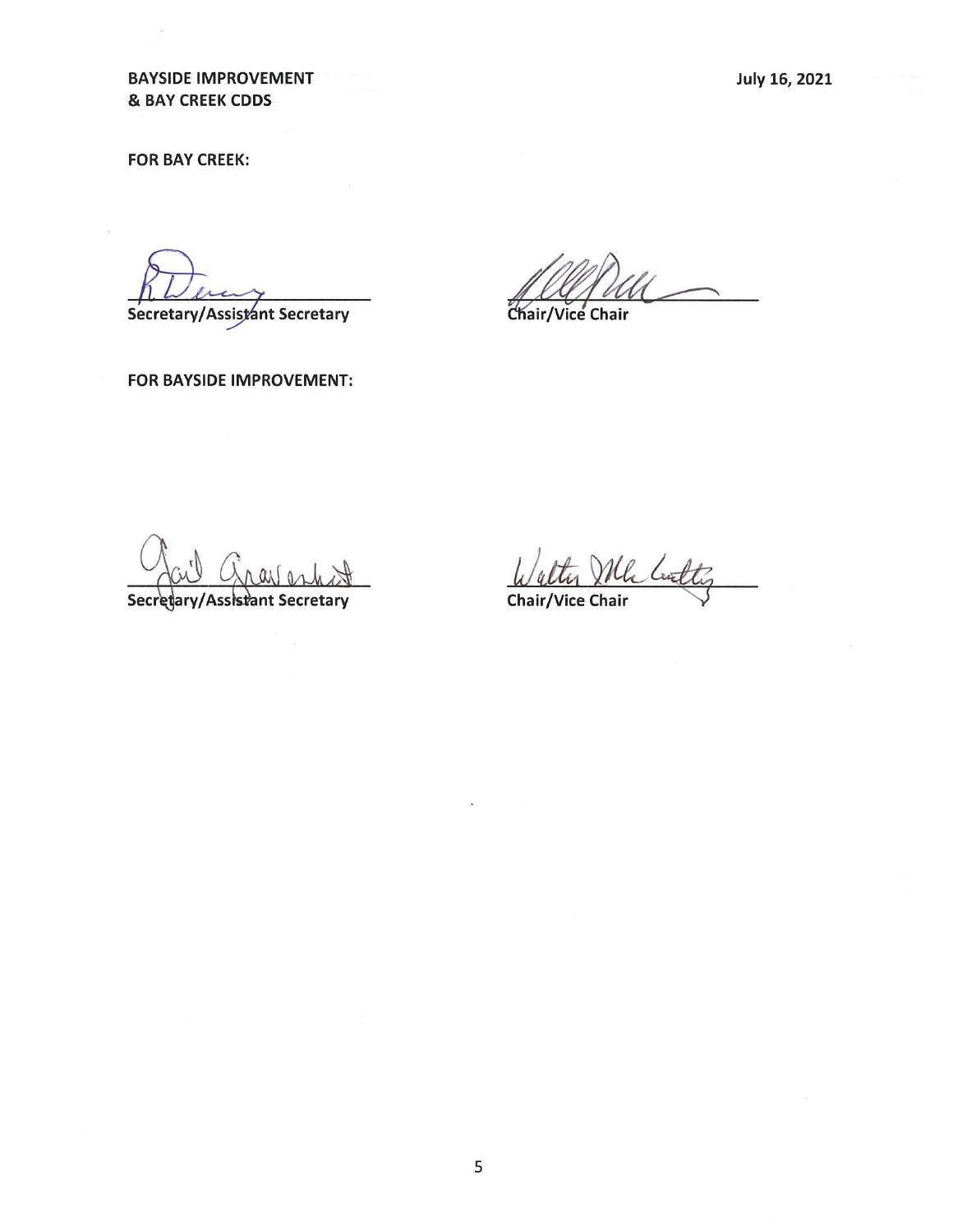**BAYSIDE IMPROVEMENT & BAY CREEK CDDS** **July 16, 2021**

**FOR BAY CREEK:**

\_\_\_\_\_\_\_\_\_\_\_\_\_\_\_\_\_\_\_\_\_\_\_\_\_\_\_\_
Secretary/Assistant Secretary

\_\_\_\_\_\_\_\_\_\_\_\_\_\_\_\_\_\_\_\_\_\_\_\_\_\_\_\_
Chair/Vice Chair

**FOR BAYSIDE IMPROVEMENT:**

\_\_\_\_\_\_\_\_\_\_\_\_\_\_\_\_\_\_\_\_\_\_\_\_\_\_\_\_
Secretary/Assistant Secretary

\_\_\_\_\_\_\_\_\_\_\_\_\_\_\_\_\_\_\_\_\_\_\_\_\_\_\_\_
Chair/Vice Chair